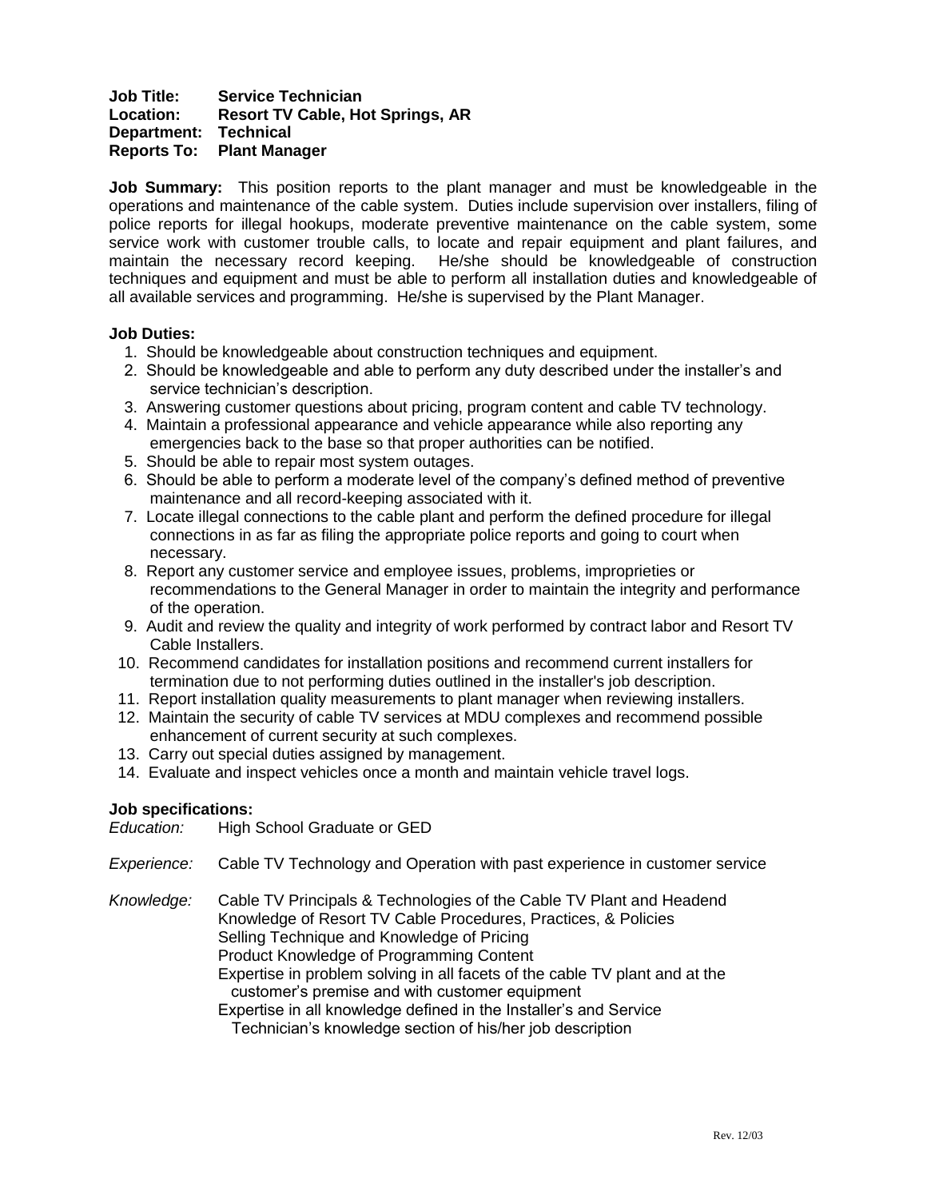**Job Title:** **Service Technician**
**Location:** **Resort TV Cable, Hot Springs, AR**
**Department:** **Technical**
**Reports To:** **Plant Manager**

**Job Summary:** This position reports to the plant manager and must be knowledgeable in the operations and maintenance of the cable system. Duties include supervision over installers, filing of police reports for illegal hookups, moderate preventive maintenance on the cable system, some service work with customer trouble calls, to locate and repair equipment and plant failures, and maintain the necessary record keeping. He/she should be knowledgeable of construction techniques and equipment and must be able to perform all installation duties and knowledgeable of all available services and programming. He/she is supervised by the Plant Manager.

**Job Duties:**

1. Should be knowledgeable about construction techniques and equipment.
2. Should be knowledgeable and able to perform any duty described under the installer's and service technician's description.
3. Answering customer questions about pricing, program content and cable TV technology.
4. Maintain a professional appearance and vehicle appearance while also reporting any emergencies back to the base so that proper authorities can be notified.
5. Should be able to repair most system outages.
6. Should be able to perform a moderate level of the company's defined method of preventive maintenance and all record-keeping associated with it.
7. Locate illegal connections to the cable plant and perform the defined procedure for illegal connections in as far as filing the appropriate police reports and going to court when necessary.
8. Report any customer service and employee issues, problems, improprieties or recommendations to the General Manager in order to maintain the integrity and performance of the operation.
9. Audit and review the quality and integrity of work performed by contract labor and Resort TV Cable Installers.
10. Recommend candidates for installation positions and recommend current installers for termination due to not performing duties outlined in the installer's job description.
11. Report installation quality measurements to plant manager when reviewing installers.
12. Maintain the security of cable TV services at MDU complexes and recommend possible enhancement of current security at such complexes.
13. Carry out special duties assigned by management.
14. Evaluate and inspect vehicles once a month and maintain vehicle travel logs.

**Job specifications:**

*Education:* High School Graduate or GED

*Experience:* Cable TV Technology and Operation with past experience in customer service

*Knowledge:*
Cable TV Principals & Technologies of the Cable TV Plant and Headend
Knowledge of Resort TV Cable Procedures, Practices, & Policies
Selling Technique and Knowledge of Pricing
Product Knowledge of Programming Content
Expertise in problem solving in all facets of the cable TV plant and at the customer's premise and with customer equipment
Expertise in all knowledge defined in the Installer's and Service Technician's knowledge section of his/her job description

Rev. 12/03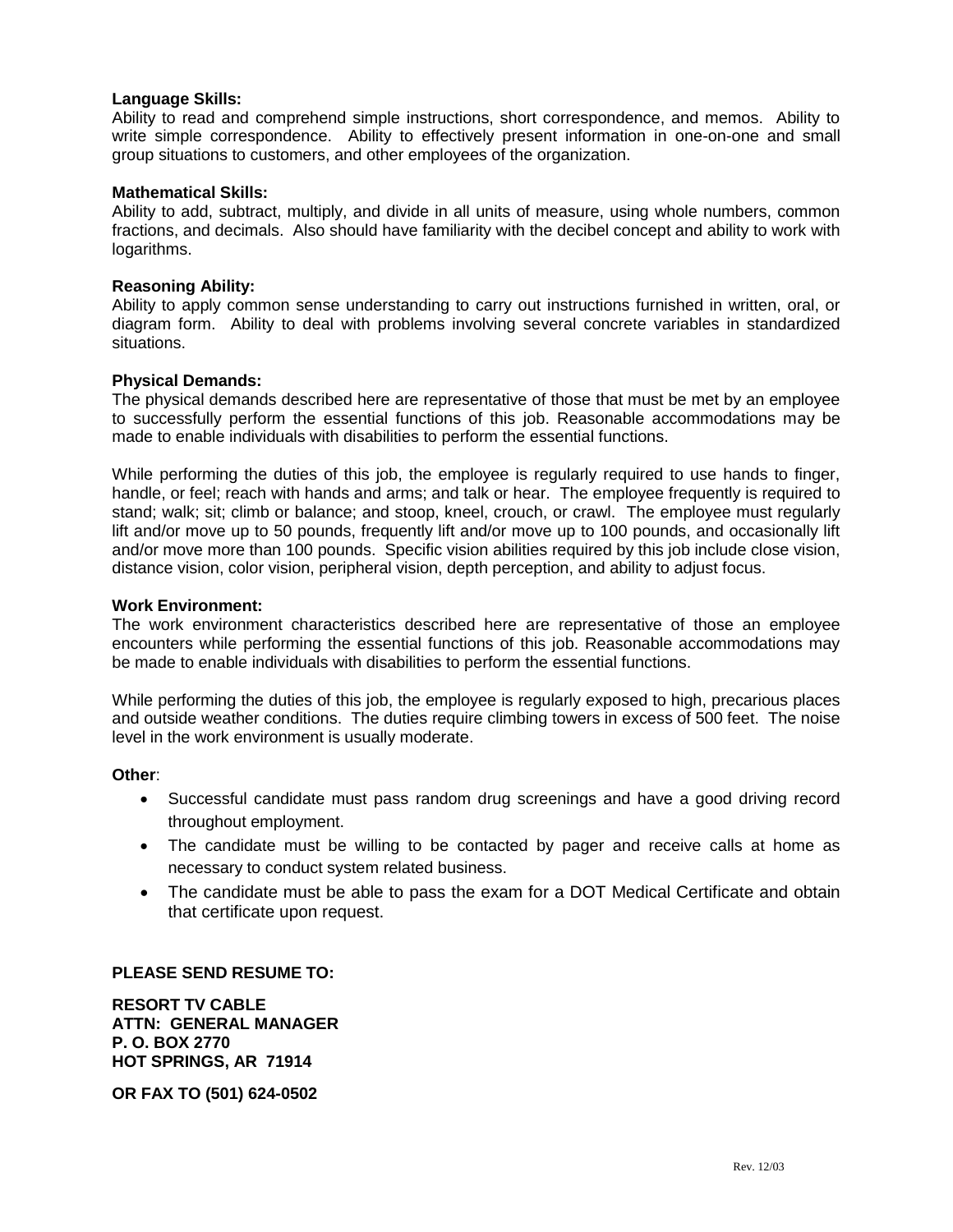**Language Skills:**
Ability to read and comprehend simple instructions, short correspondence, and memos. Ability to write simple correspondence. Ability to effectively present information in one-on-one and small group situations to customers, and other employees of the organization.

**Mathematical Skills:**
Ability to add, subtract, multiply, and divide in all units of measure, using whole numbers, common fractions, and decimals. Also should have familiarity with the decibel concept and ability to work with logarithms.

**Reasoning Ability:**
Ability to apply common sense understanding to carry out instructions furnished in written, oral, or diagram form. Ability to deal with problems involving several concrete variables in standardized situations.

**Physical Demands:**
The physical demands described here are representative of those that must be met by an employee to successfully perform the essential functions of this job. Reasonable accommodations may be made to enable individuals with disabilities to perform the essential functions.

While performing the duties of this job, the employee is regularly required to use hands to finger, handle, or feel; reach with hands and arms; and talk or hear. The employee frequently is required to stand; walk; sit; climb or balance; and stoop, kneel, crouch, or crawl. The employee must regularly lift and/or move up to 50 pounds, frequently lift and/or move up to 100 pounds, and occasionally lift and/or move more than 100 pounds. Specific vision abilities required by this job include close vision, distance vision, color vision, peripheral vision, depth perception, and ability to adjust focus.

**Work Environment:**
The work environment characteristics described here are representative of those an employee encounters while performing the essential functions of this job. Reasonable accommodations may be made to enable individuals with disabilities to perform the essential functions.

While performing the duties of this job, the employee is regularly exposed to high, precarious places and outside weather conditions. The duties require climbing towers in excess of 500 feet. The noise level in the work environment is usually moderate.

**Other**:

- Successful candidate must pass random drug screenings and have a good driving record throughout employment.
- The candidate must be willing to be contacted by pager and receive calls at home as necessary to conduct system related business.
- The candidate must be able to pass the exam for a DOT Medical Certificate and obtain that certificate upon request.

**PLEASE SEND RESUME TO:**

**RESORT TV CABLE**
**ATTN: GENERAL MANAGER**
**P. O. BOX 2770**
**HOT SPRINGS, AR 71914**

**OR FAX TO (501) 624-0502**

Rev. 12/03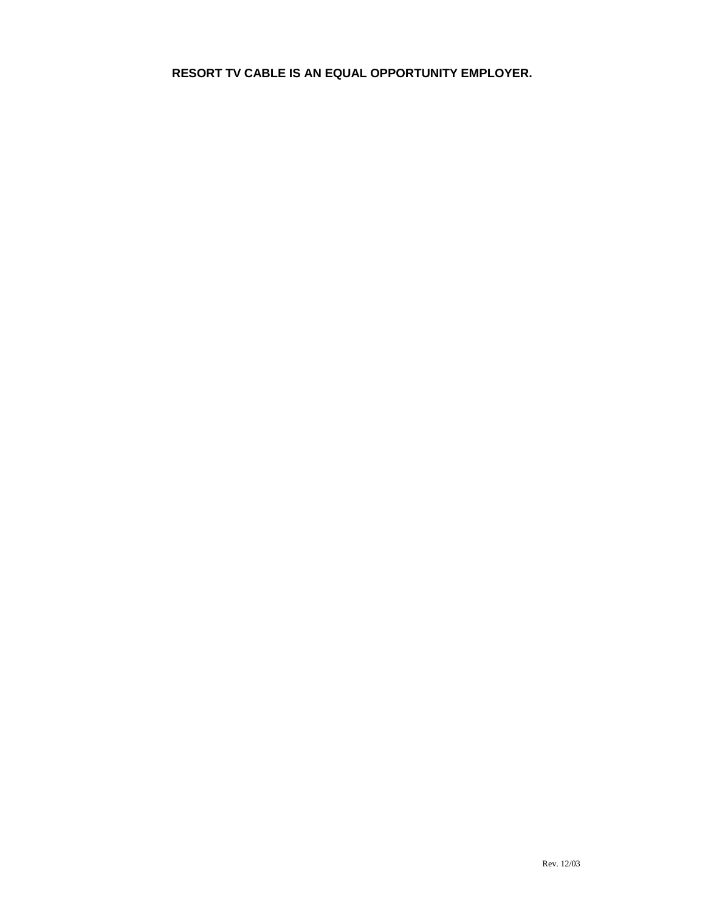**RESORT TV CABLE IS AN EQUAL OPPORTUNITY EMPLOYER.**

Rev. 12/03